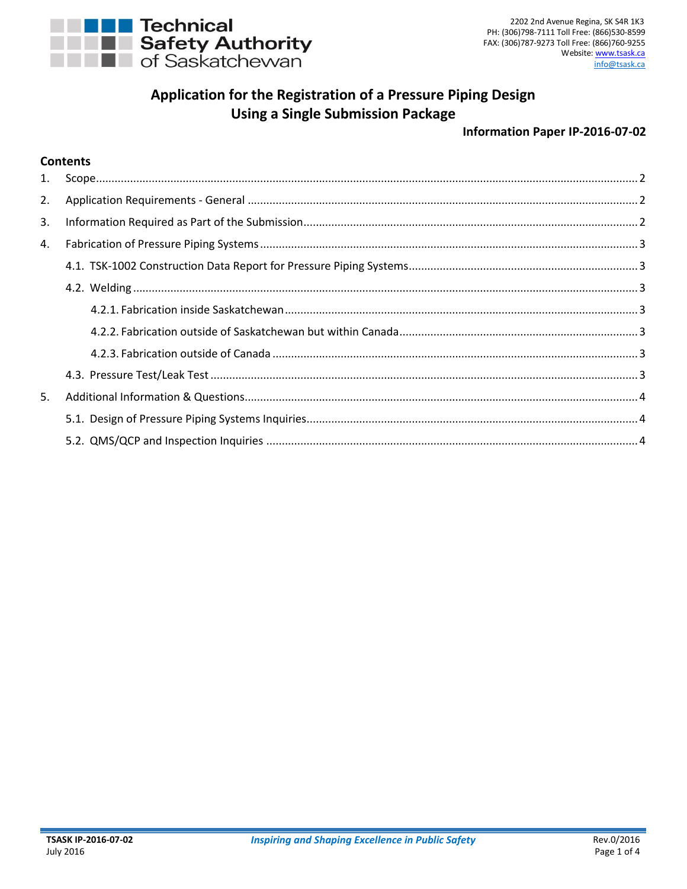**Technical Safety Authority of Saskatchewan**

2202 2nd Avenue Regina, SK S4R 1K3
PH: (306)798-7111 Toll Free: (866)530-8599
FAX: (306)787-9273 Toll Free: (866)760-9255
Website: www.tsask.ca
info@tsask.ca

# Application for the Registration of a Pressure Piping Design Using a Single Submission Package

**Information Paper IP-2016-07-02**

## Contents

1. Scope ..... 2
2. Application Requirements - General ..... 2
3. Information Required as Part of the Submission ..... 2
4. Fabrication of Pressure Piping Systems ..... 3
   - 4.1. TSK-1002 Construction Data Report for Pressure Piping Systems ..... 3
   - 4.2. Welding ..... 3
     - 4.2.1. Fabrication inside Saskatchewan ..... 3
     - 4.2.2. Fabrication outside of Saskatchewan but within Canada ..... 3
     - 4.2.3. Fabrication outside of Canada ..... 3
   - 4.3. Pressure Test/Leak Test ..... 3
5. Additional Information & Questions ..... 4
   - 5.1. Design of Pressure Piping Systems Inquiries ..... 4
   - 5.2. QMS/QCP and Inspection Inquiries ..... 4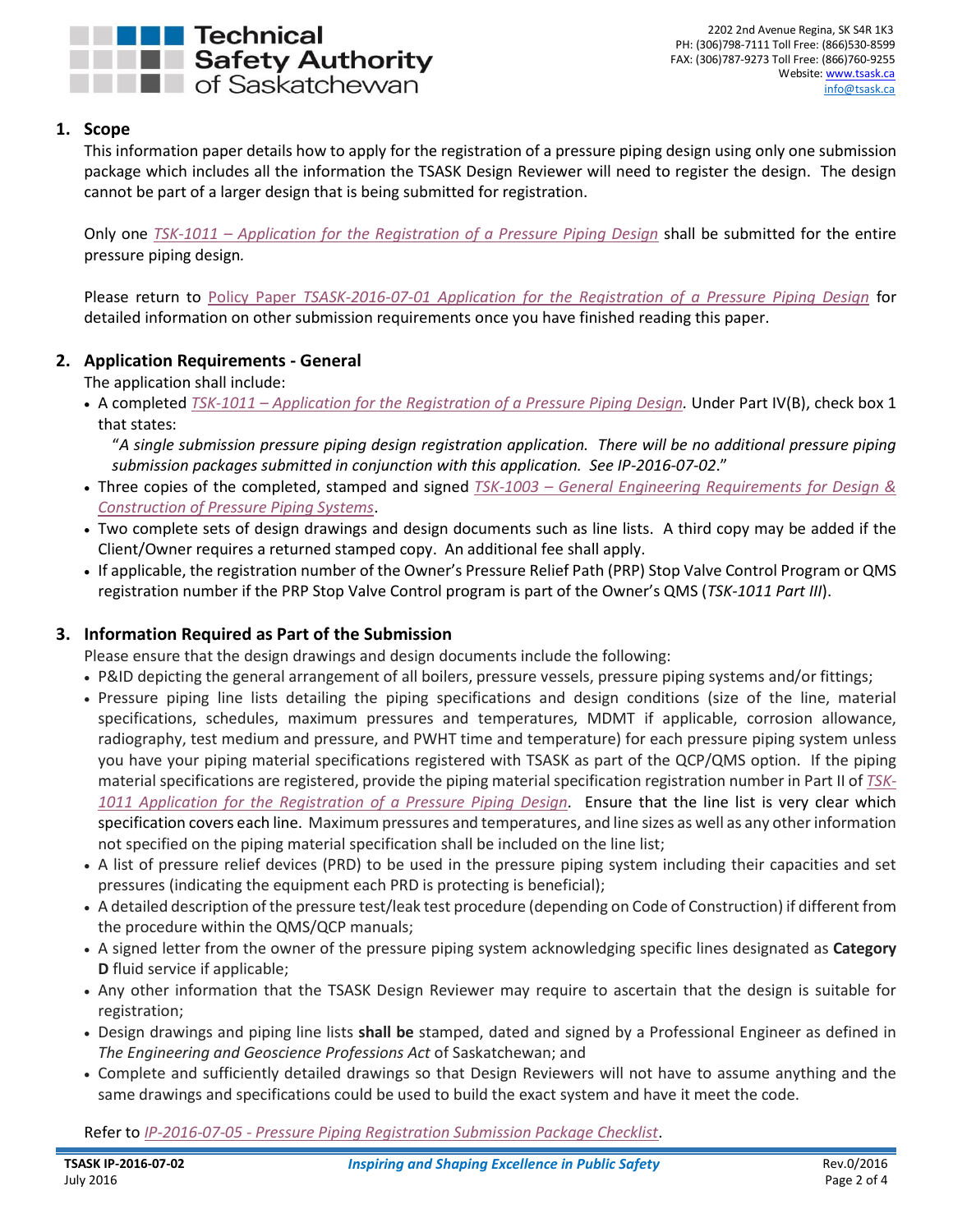## 1. Scope

This information paper details how to apply for the registration of a pressure piping design using only one submission package which includes all the information the TSASK Design Reviewer will need to register the design. The design cannot be part of a larger design that is being submitted for registration.

Only one *TSK-1011 – Application for the Registration of a Pressure Piping Design* shall be submitted for the entire pressure piping design.

Please return to Policy Paper *TSASK-2016-07-01 Application for the Registration of a Pressure Piping Design* for detailed information on other submission requirements once you have finished reading this paper.

## 2. Application Requirements - General

The application shall include:

- A completed *TSK-1011 – Application for the Registration of a Pressure Piping Design.* Under Part IV(B), check box 1 that states:

  "*A single submission pressure piping design registration application. There will be no additional pressure piping submission packages submitted in conjunction with this application. See IP-2016-07-02*."
- Three copies of the completed, stamped and signed *TSK-1003 – General Engineering Requirements for Design & Construction of Pressure Piping Systems*.
- Two complete sets of design drawings and design documents such as line lists. A third copy may be added if the Client/Owner requires a returned stamped copy. An additional fee shall apply.
- If applicable, the registration number of the Owner's Pressure Relief Path (PRP) Stop Valve Control Program or QMS registration number if the PRP Stop Valve Control program is part of the Owner's QMS (*TSK-1011 Part III*).

## 3. Information Required as Part of the Submission

Please ensure that the design drawings and design documents include the following:

- P&ID depicting the general arrangement of all boilers, pressure vessels, pressure piping systems and/or fittings;
- Pressure piping line lists detailing the piping specifications and design conditions (size of the line, material specifications, schedules, maximum pressures and temperatures, MDMT if applicable, corrosion allowance, radiography, test medium and pressure, and PWHT time and temperature) for each pressure piping system unless you have your piping material specifications registered with TSASK as part of the QCP/QMS option. If the piping material specifications are registered, provide the piping material specification registration number in Part II of *TSK-1011 Application for the Registration of a Pressure Piping Design*. Ensure that the line list is very clear which specification covers each line. Maximum pressures and temperatures, and line sizes as well as any other information not specified on the piping material specification shall be included on the line list;
- A list of pressure relief devices (PRD) to be used in the pressure piping system including their capacities and set pressures (indicating the equipment each PRD is protecting is beneficial);
- A detailed description of the pressure test/leak test procedure (depending on Code of Construction) if different from the procedure within the QMS/QCP manuals;
- A signed letter from the owner of the pressure piping system acknowledging specific lines designated as **Category D** fluid service if applicable;
- Any other information that the TSASK Design Reviewer may require to ascertain that the design is suitable for registration;
- Design drawings and piping line lists **shall be** stamped, dated and signed by a Professional Engineer as defined in *The Engineering and Geoscience Professions Act* of Saskatchewan; and
- Complete and sufficiently detailed drawings so that Design Reviewers will not have to assume anything and the same drawings and specifications could be used to build the exact system and have it meet the code.

Refer to *IP-2016-07-05 - Pressure Piping Registration Submission Package Checklist*.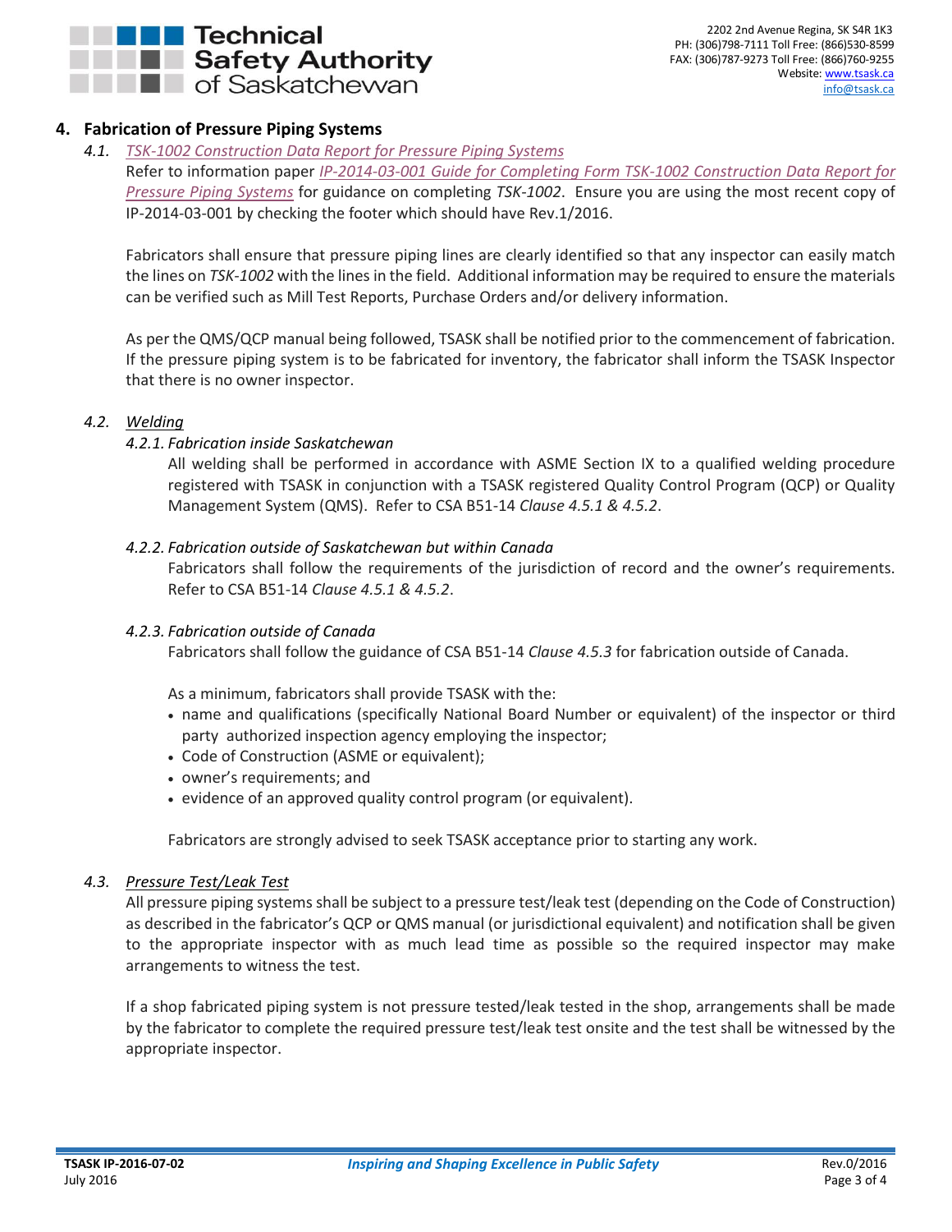## 4. Fabrication of Pressure Piping Systems

### 4.1. *TSK-1002 Construction Data Report for Pressure Piping Systems*

Refer to information paper *IP-2014-03-001 Guide for Completing Form TSK-1002 Construction Data Report for Pressure Piping Systems* for guidance on completing *TSK-1002*. Ensure you are using the most recent copy of IP-2014-03-001 by checking the footer which should have Rev.1/2016.

Fabricators shall ensure that pressure piping lines are clearly identified so that any inspector can easily match the lines on *TSK-1002* with the lines in the field. Additional information may be required to ensure the materials can be verified such as Mill Test Reports, Purchase Orders and/or delivery information.

As per the QMS/QCP manual being followed, TSASK shall be notified prior to the commencement of fabrication. If the pressure piping system is to be fabricated for inventory, the fabricator shall inform the TSASK Inspector that there is no owner inspector.

### 4.2. *Welding*

#### *4.2.1. Fabrication inside Saskatchewan*

All welding shall be performed in accordance with ASME Section IX to a qualified welding procedure registered with TSASK in conjunction with a TSASK registered Quality Control Program (QCP) or Quality Management System (QMS). Refer to CSA B51-14 *Clause 4.5.1 & 4.5.2*.

#### *4.2.2. Fabrication outside of Saskatchewan but within Canada*

Fabricators shall follow the requirements of the jurisdiction of record and the owner's requirements. Refer to CSA B51-14 *Clause 4.5.1 & 4.5.2*.

#### *4.2.3. Fabrication outside of Canada*

Fabricators shall follow the guidance of CSA B51-14 *Clause 4.5.3* for fabrication outside of Canada.

As a minimum, fabricators shall provide TSASK with the:

- name and qualifications (specifically National Board Number or equivalent) of the inspector or third party authorized inspection agency employing the inspector;
- Code of Construction (ASME or equivalent);
- owner's requirements; and
- evidence of an approved quality control program (or equivalent).

Fabricators are strongly advised to seek TSASK acceptance prior to starting any work.

### 4.3. *Pressure Test/Leak Test*

All pressure piping systems shall be subject to a pressure test/leak test (depending on the Code of Construction) as described in the fabricator's QCP or QMS manual (or jurisdictional equivalent) and notification shall be given to the appropriate inspector with as much lead time as possible so the required inspector may make arrangements to witness the test.

If a shop fabricated piping system is not pressure tested/leak tested in the shop, arrangements shall be made by the fabricator to complete the required pressure test/leak test onsite and the test shall be witnessed by the appropriate inspector.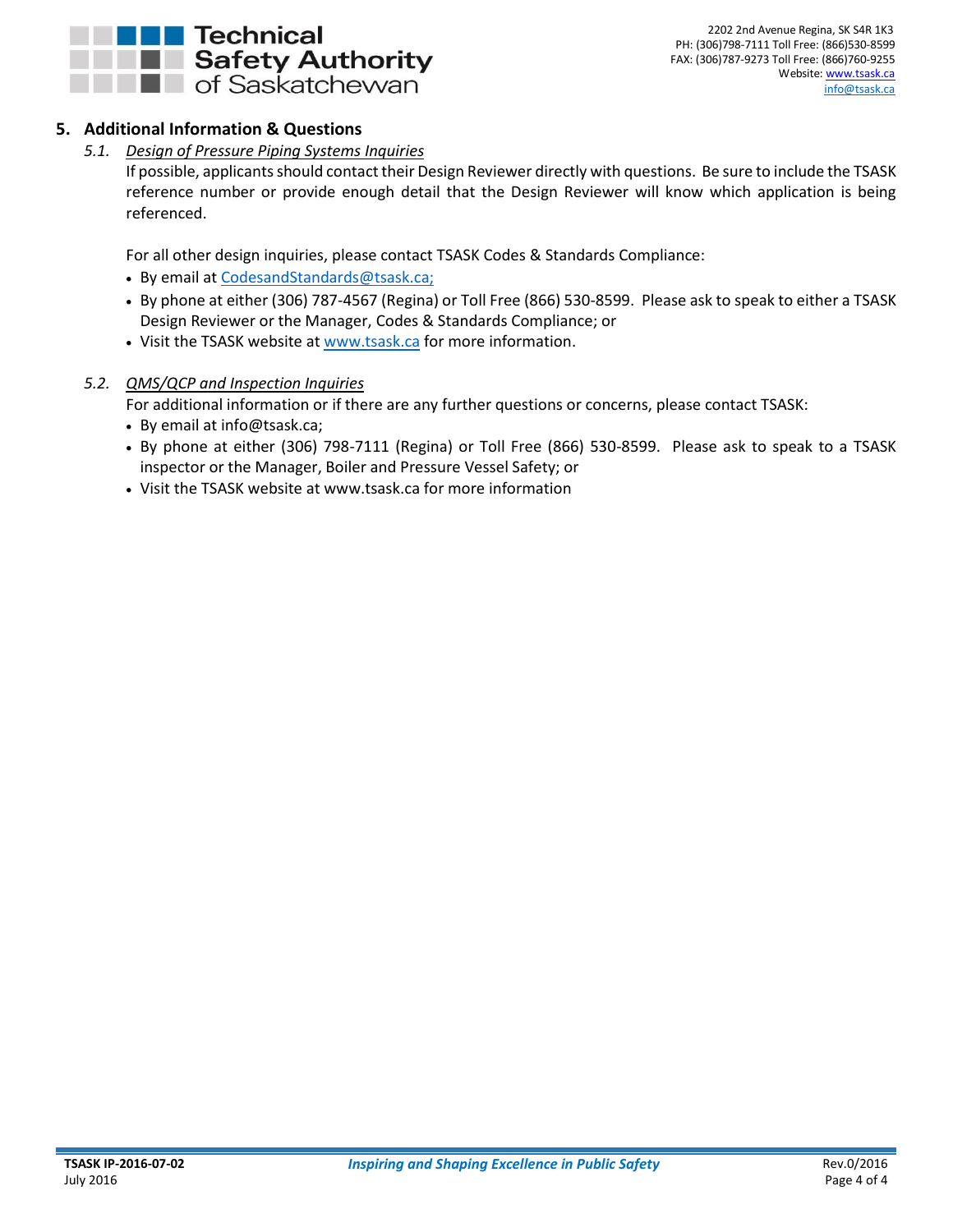## 5. Additional Information & Questions

### *5.1. Design of Pressure Piping Systems Inquiries*

If possible, applicants should contact their Design Reviewer directly with questions. Be sure to include the TSASK reference number or provide enough detail that the Design Reviewer will know which application is being referenced.

For all other design inquiries, please contact TSASK Codes & Standards Compliance:

- By email at CodesandStandards@tsask.ca;
- By phone at either (306) 787-4567 (Regina) or Toll Free (866) 530-8599. Please ask to speak to either a TSASK Design Reviewer or the Manager, Codes & Standards Compliance; or
- Visit the TSASK website at www.tsask.ca for more information.

### *5.2. QMS/QCP and Inspection Inquiries*

For additional information or if there are any further questions or concerns, please contact TSASK:

- By email at info@tsask.ca;
- By phone at either (306) 798-7111 (Regina) or Toll Free (866) 530-8599. Please ask to speak to a TSASK inspector or the Manager, Boiler and Pressure Vessel Safety; or
- Visit the TSASK website at www.tsask.ca for more information